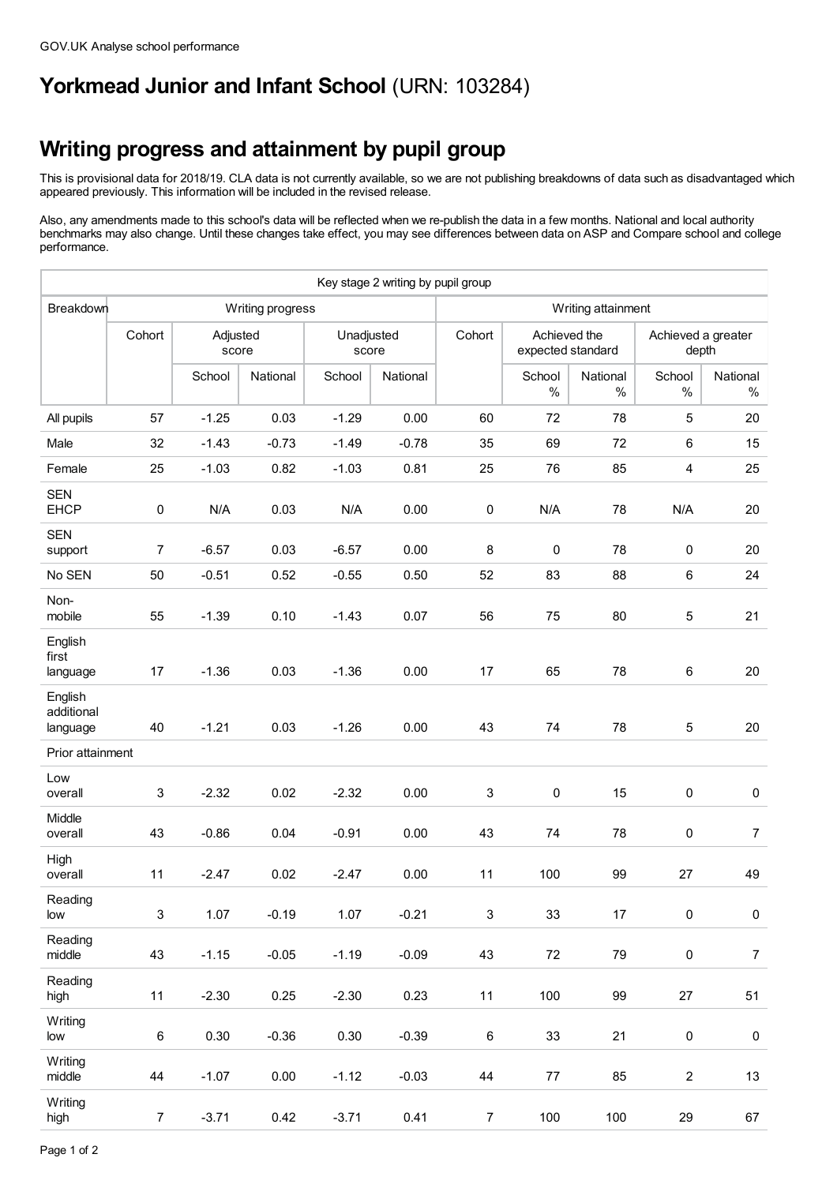GOV.UK Analyse school performance

# **Yorkmead Junior and Infant School** (URN: 103284)

## Writing progress and attainment by pupil group

This is provisional data for 2018/19. CLA data is not currently available, so we are not publishing breakdowns of data such as disadvantaged which appeared previously. This information will be included in the revised release.

Also, any amendments made to this school's data will be reflected when we re-publish the data in a few months. National and local authority benchmarks may also change. Until these changes take effect, you may see differences between data on ASP and Compare school and college performance.

| Key stage 2 writing by pupil group | | | | | | | | | | |
|---|---|---|---|---|---|---|---|---|---|---|
| Breakdown | Writing progress | | | | | Writing attainment | | | | |
| | Cohort | Adjusted score | | Unadjusted score | | Cohort | Achieved the expected standard | | Achieved a greater depth | |
| | | School | National | School | National | | School % | National % | School % | National % |
| All pupils | 57 | -1.25 | 0.03 | -1.29 | 0.00 | 60 | 72 | 78 | 5 | 20 |
| Male | 32 | -1.43 | -0.73 | -1.49 | -0.78 | 35 | 69 | 72 | 6 | 15 |
| Female | 25 | -1.03 | 0.82 | -1.03 | 0.81 | 25 | 76 | 85 | 4 | 25 |
| SEN EHCP | 0 | N/A | 0.03 | N/A | 0.00 | 0 | N/A | 78 | N/A | 20 |
| SEN support | 7 | -6.57 | 0.03 | -6.57 | 0.00 | 8 | 0 | 78 | 0 | 20 |
| No SEN | 50 | -0.51 | 0.52 | -0.55 | 0.50 | 52 | 83 | 88 | 6 | 24 |
| Non-mobile | 55 | -1.39 | 0.10 | -1.43 | 0.07 | 56 | 75 | 80 | 5 | 21 |
| English first language | 17 | -1.36 | 0.03 | -1.36 | 0.00 | 17 | 65 | 78 | 6 | 20 |
| English additional language | 40 | -1.21 | 0.03 | -1.26 | 0.00 | 43 | 74 | 78 | 5 | 20 |
| Prior attainment | | | | | | | | | | |
| Low overall | 3 | -2.32 | 0.02 | -2.32 | 0.00 | 3 | 0 | 15 | 0 | 0 |
| Middle overall | 43 | -0.86 | 0.04 | -0.91 | 0.00 | 43 | 74 | 78 | 0 | 7 |
| High overall | 11 | -2.47 | 0.02 | -2.47 | 0.00 | 11 | 100 | 99 | 27 | 49 |
| Reading low | 3 | 1.07 | -0.19 | 1.07 | -0.21 | 3 | 33 | 17 | 0 | 0 |
| Reading middle | 43 | -1.15 | -0.05 | -1.19 | -0.09 | 43 | 72 | 79 | 0 | 7 |
| Reading high | 11 | -2.30 | 0.25 | -2.30 | 0.23 | 11 | 100 | 99 | 27 | 51 |
| Writing low | 6 | 0.30 | -0.36 | 0.30 | -0.39 | 6 | 33 | 21 | 0 | 0 |
| Writing middle | 44 | -1.07 | 0.00 | -1.12 | -0.03 | 44 | 77 | 85 | 2 | 13 |
| Writing high | 7 | -3.71 | 0.42 | -3.71 | 0.41 | 7 | 100 | 100 | 29 | 67 |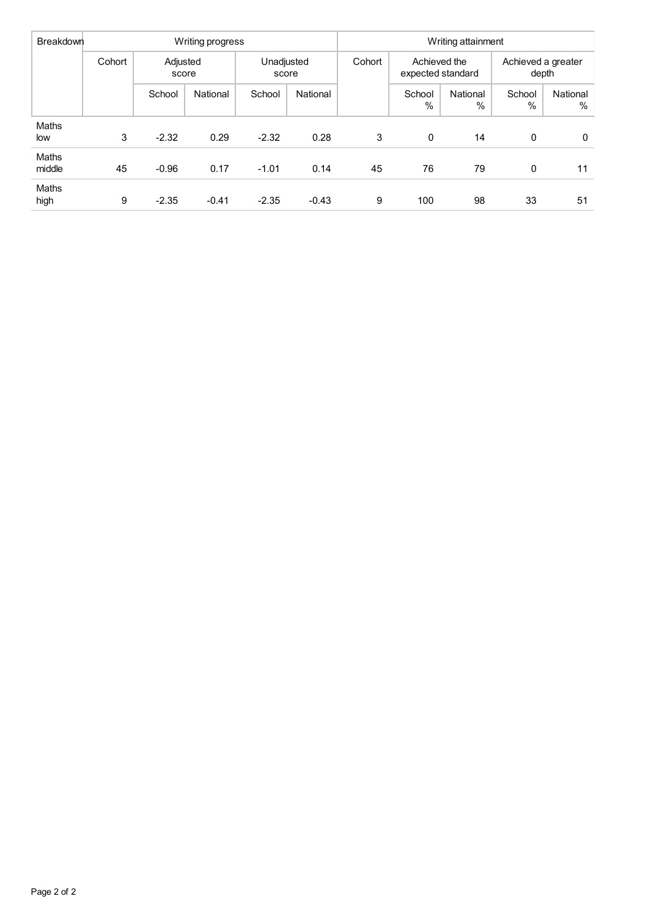| Breakdown | Writing progress | | | | | Writing attainment | | | | |
|---|---|---|---|---|---|---|---|---|---|---|
| | Cohort | Adjusted score | | Unadjusted score | | Cohort | Achieved the expected standard | | Achieved a greater depth | |
| | | School | National | School | National | | School % | National % | School % | National % |
| Maths low | 3 | -2.32 | 0.29 | -2.32 | 0.28 | 3 | 0 | 14 | 0 | 0 |
| Maths middle | 45 | -0.96 | 0.17 | -1.01 | 0.14 | 45 | 76 | 79 | 0 | 11 |
| Maths high | 9 | -2.35 | -0.41 | -2.35 | -0.43 | 9 | 100 | 98 | 33 | 51 |